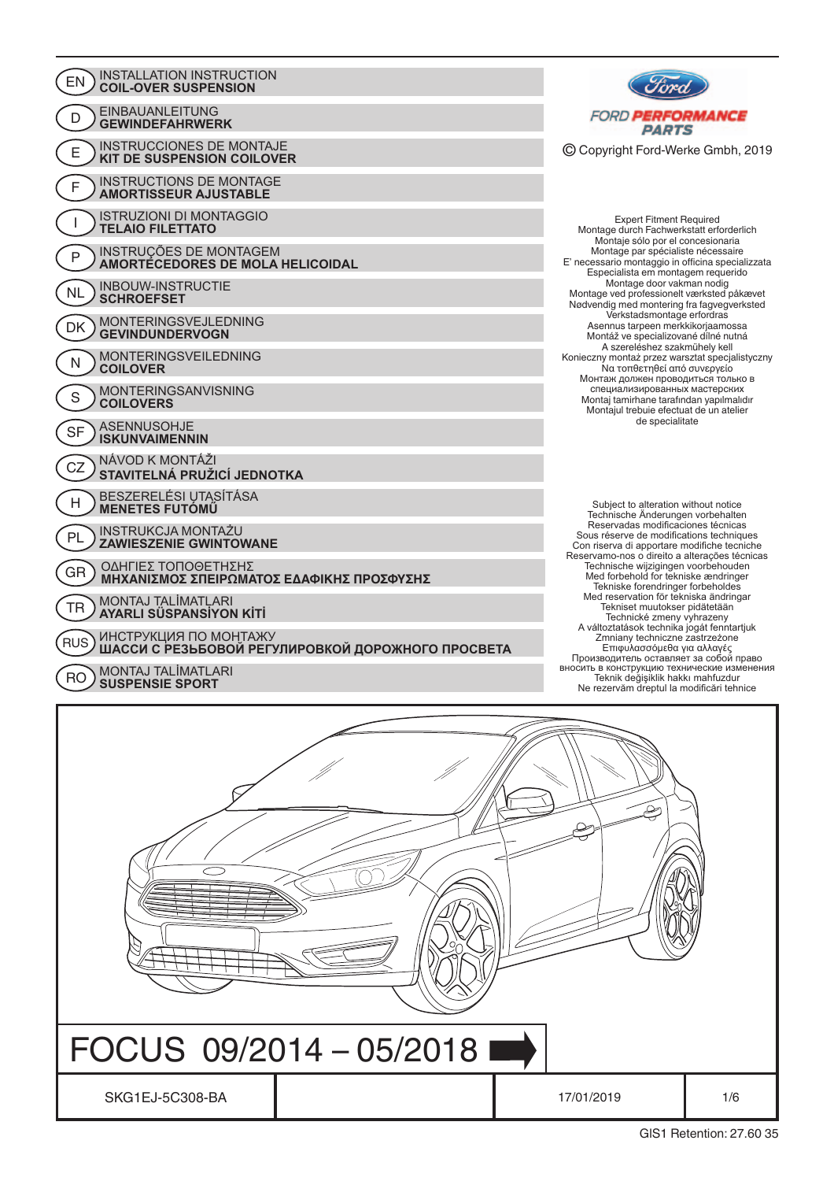| | |
|---|---|
| EN | INSTALLATION INSTRUCTION **COIL-OVER SUSPENSION** |
| D | EINBAUANLEITUNG **GEWINDEFAHRWERK** |
| E | INSTRUCCIONES DE MONTAJE **KIT DE SUSPENSION COILOVER** |
| F | INSTRUCTIONS DE MONTAGE **AMORTISSEUR AJUSTABLE** |
| I | ISTRUZIONI DI MONTAGGIO **TELAIO FILETTATO** |
| P | INSTRUÇÕES DE MONTAGEM **AMORTECEDORES DE MOLA HELICOIDAL** |
| NL | INBOUW-INSTRUCTIE **SCHROEFSET** |
| DK | MONTERINGSVEJLEDNING **GEVINDUNDERVOGN** |
| N | MONTERINGSVEILEDNING **COILOVER** |
| S | MONTERINGSANVISNING **COILOVERS** |
| SF | ASENNUSOHJE **ISKUNVAIMENNIN** |
| CZ | NÁVOD K MONTÁŽI **STAVITELNÁ PRUŽICÍ JEDNOTKA** |
| H | BESZERELÉSI UTASÍTÁSA **MENETES FUTÓMŰ** |
| PL | INSTRUKCJA MONTAŻU **ZAWIESZENIE GWINTOWANE** |
| GR | ΟΔΗΓΙΕΣ ΤΟΠΟΘΕΤΗΣΗΣ **ΜΗΧΑΝΙΣΜΟΣ ΣΠΕΙΡΩΜΑΤΟΣ ΕΔΑΦΙΚΗΣ ΠΡΟΣΦΥΣΗΣ** |
| TR | MONTAJ TALİMATLARI **AYARLI SÜSPANSİYON KİTİ** |
| RUS | ИНСТРУКЦИЯ ПО МОНТАЖУ **ШАССИ С РЕЗЬБОВОЙ РЕГУЛИРОВКОЙ ДОРОЖНОГО ПРОСВЕТА** |
| RO | MONTAJ TALİMATLARI **SUSPENSIE SPORT** |

FORD PERFORMANCE PARTS

© Copyright Ford-Werke Gmbh, 2019

Expert Fitment Required
Montage durch Fachwerkstatt erforderlich
Montaje sólo por el concesionaria
Montage par spécialiste nécessaire
E' necessario montaggio in officina specializzata
Especialista em montagem requerido
Montage door vakman nodig
Montage ved professionelt værksted påkævet
Nødvendig med montering fra fagvegverksted
Verkstadsmontage erfordras
Asennus tarpeen merkkikorjaamossa
Montáž ve specializované dílné nutná
A szereléshez szakmühely kell
Konieczny montaż przez warsztat specjalistyczny
Να τοποθετηθεί από συνεργείο
Монтаж должен проводиться только в специализированных мастерских
Montaj tamirhane tarafından yapılmalıdır
Montajul trebuie efectuat de un atelier de specialitate

Subject to alteration without notice
Technische Änderungen vorbehalten
Reservadas modificaciones técnicas
Sous réserve de modifications techniques
Con riserva di apportare modifiche tecniche
Reservamo-nos o direito a alterações técnicas
Technische wijzigingen voorbehouden
Med forbehold for tekniske ændringer
Tekniske forendringer forbeholdes
Med reservation för tekniska ändringar
Tekniset muutokser pidätetään
Technické zmeny vyhrazeny
A változtatások technika jogát fenntartjuk
Zmniany techniczne zastrzeżone
Επιφυλασσόμεθα για αλλαγές
Производитель оставляет за собой право вносить в конструкцию технические изменения
Teknik değişiklik hakkı mahfuzdur
Ne rezervăm dreptul la modificări tehnice

# FOCUS 09/2014 – 05/2018

| | | | |
|---|---|---|---|
| SKG1EJ-5C308-BA | | 17/01/2019 | 1/6 |

GIS1 Retention: 27.60 35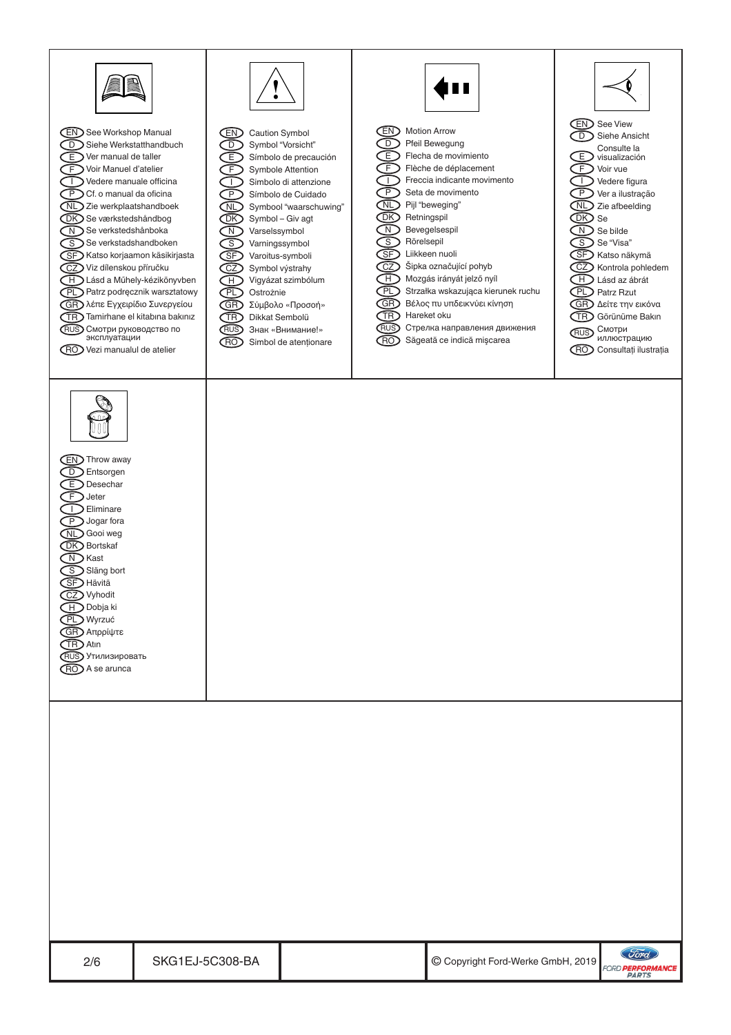EN See Workshop Manual
D Siehe Werkstatthandbuch
E Ver manual de taller
F Voir Manuel d'atelier
I Vedere manuale officina
P Cf. o manual da oficina
NL Zie werkplaatshandboek
DK Se værkstedshåndbog
N Se verkstedshånboka
S Se verkstadshandboken
SF Katso korjaamon käsikirjasta
CZ Viz dílenskou příručku
H Lásd a Műhely-kézikönyvben
PL Patrz podręcznik warsztatowy
GR Λέπε Εγχειρίδιο Συνεργείου
TR Tamirhane el kitabına bakınız
RUS Смотри руководство по эксплуатации
RO Vezi manualul de atelier

EN Caution Symbol
D Symbol "Vorsicht"
E Símbolo de precaución
F Symbole Attention
I Simbolo di attenzione
P Símbolo de Cuidado
NL Symbool "waarschuwing"
DK Symbol – Giv agt
N Varselssymbol
S Varningssymbol
SF Varoitus-symboli
CZ Symbol výstrahy
H Vigyázat szimbólum
PL Ostrożnie
GR Σύμβολο «Προσοχή»
TR Dikkat Sembolü
RUS Знак «Внимание!»
RO Simbol de atenționare

EN Motion Arrow
D Pfeil Bewegung
E Flecha de movimiento
F Flèche de déplacement
I Freccia indicante movimento
P Seta de movimento
NL Pijl "beweging"
DK Retningspil
N Bevegelsespil
S Rörelsepil
SF Liikkeen nuoli
CZ Šipka označující pohyb
H Mozgás irányát jelző nyíl
PL Strzałka wskazująca kierunek ruchu
GR Βέλος πυ υπδεικνύει κίνηση
TR Hareket oku
RUS Стрелка направления движения
RO Săgeată ce indică mișcarea

EN See View
D Siehe Ansicht
E Consulte la visualización
F Voir vue
I Vedere figura
P Ver a ilustração
NL Zie afbeelding
DK Se
N Se bilde
S Se "Visa"
SF Katso näkymä
CZ Kontrola pohledem
H Lásd az ábrát
PL Patrz Rzut
GR Δείτε την εικόνα
TR Görünüme Bakın
RUS Смотри иллюстрацию
RO Consultați ilustrația

EN Throw away
D Entsorgen
E Desechar
F Jeter
I Eliminare
P Jogar fora
NL Gooi weg
DK Bortskaf
N Kast
S Släng bort
SF Hävitä
CZ Vyhodit
H Dobja ki
PL Wyrzuć
GR Απρρίψτε
TR Atın
RUS Утилизировать
RO A se arunca

| | | | |
|---|---|---|---|
| SKG1EJ-5C308-BA | | © Copyright Ford-Werke GmbH, 2019 | FORD PERFORMANCE PARTS |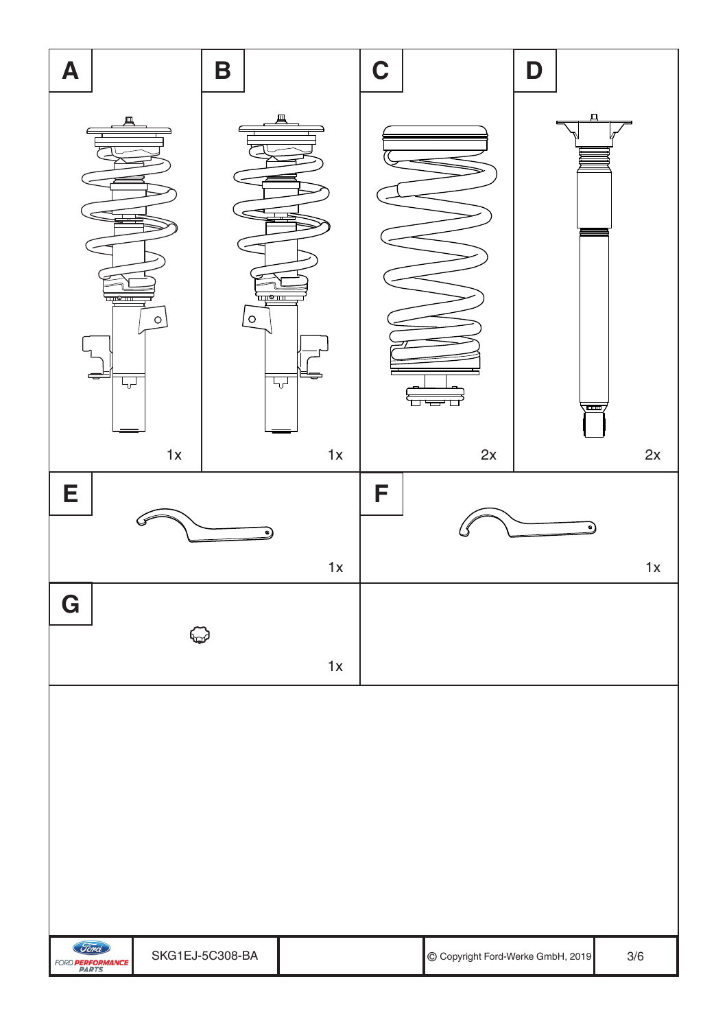| A | B | C | D |
| --- | --- | --- | --- |
| 1x | 1x | 2x | 2x |

| E | F |
| --- | --- |
| 1x | 1x |

| G | |
| --- | --- |
| 1x | |

SKG1EJ-5C308-BA

© Copyright Ford-Werke GmbH, 2019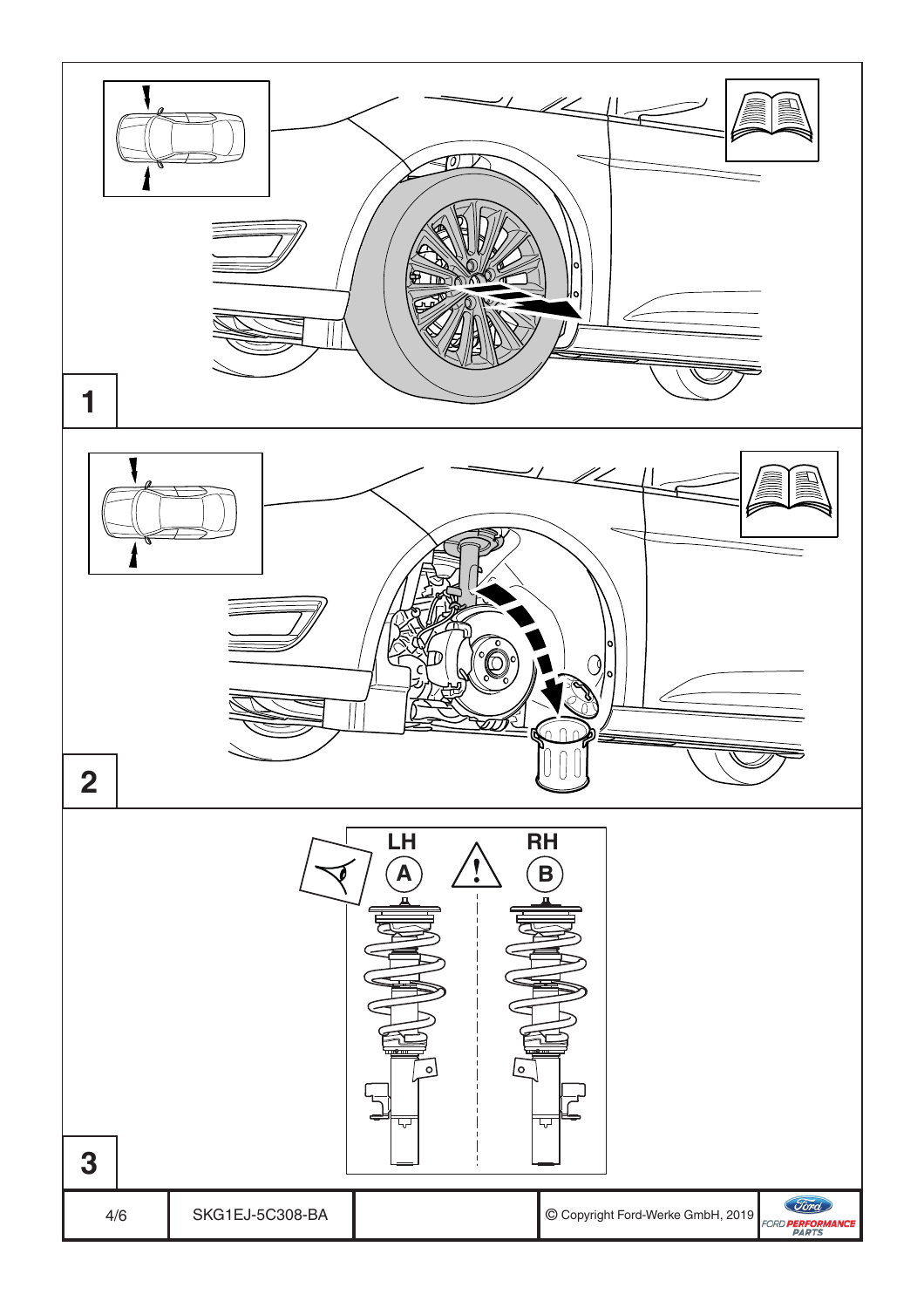1

2

LH

A

RH

B

3

SKG1EJ-5C308-BA

© Copyright Ford-Werke GmbH, 2019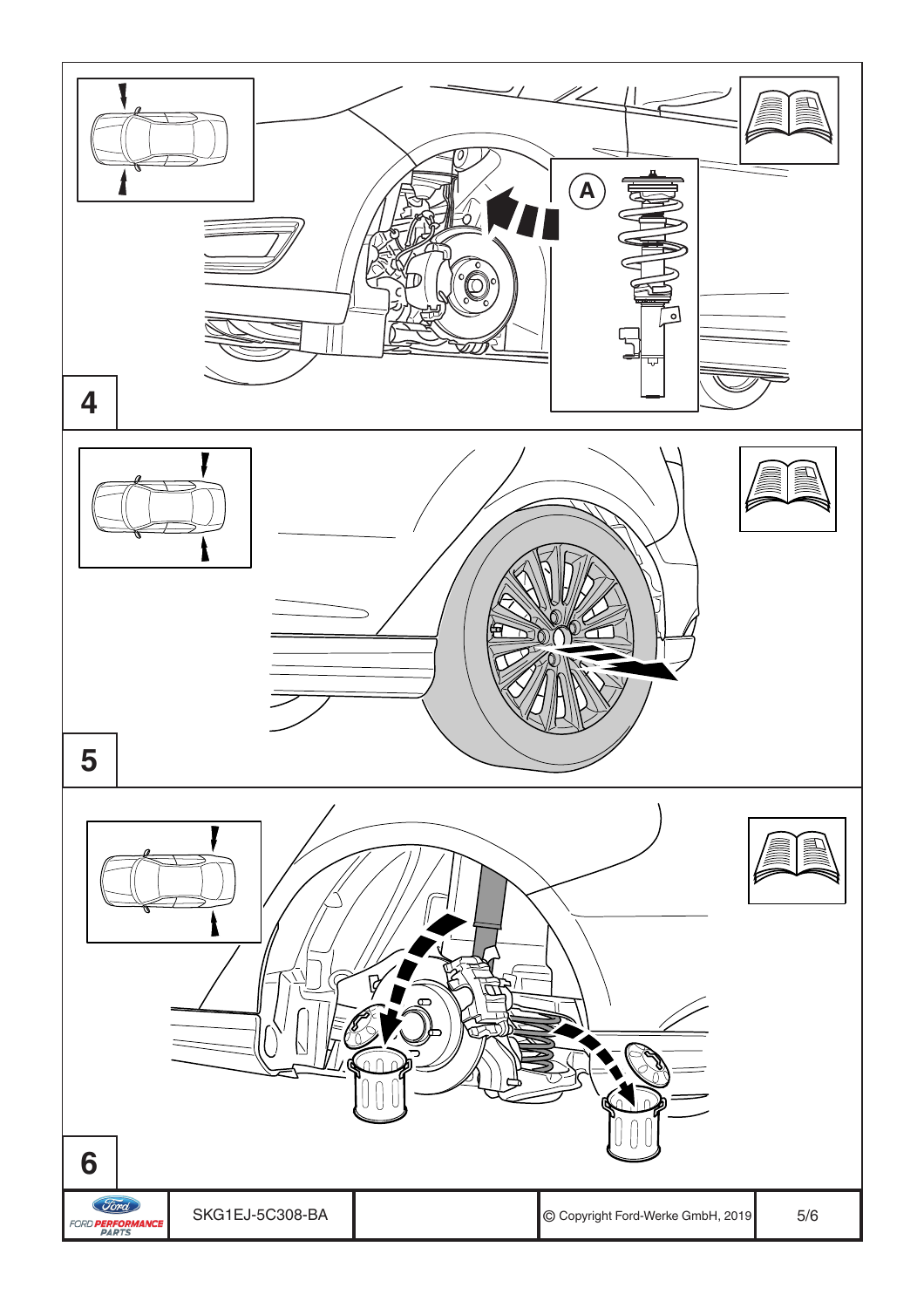4

A

5

6

SKG1EJ-5C308-BA

© Copyright Ford-Werke GmbH, 2019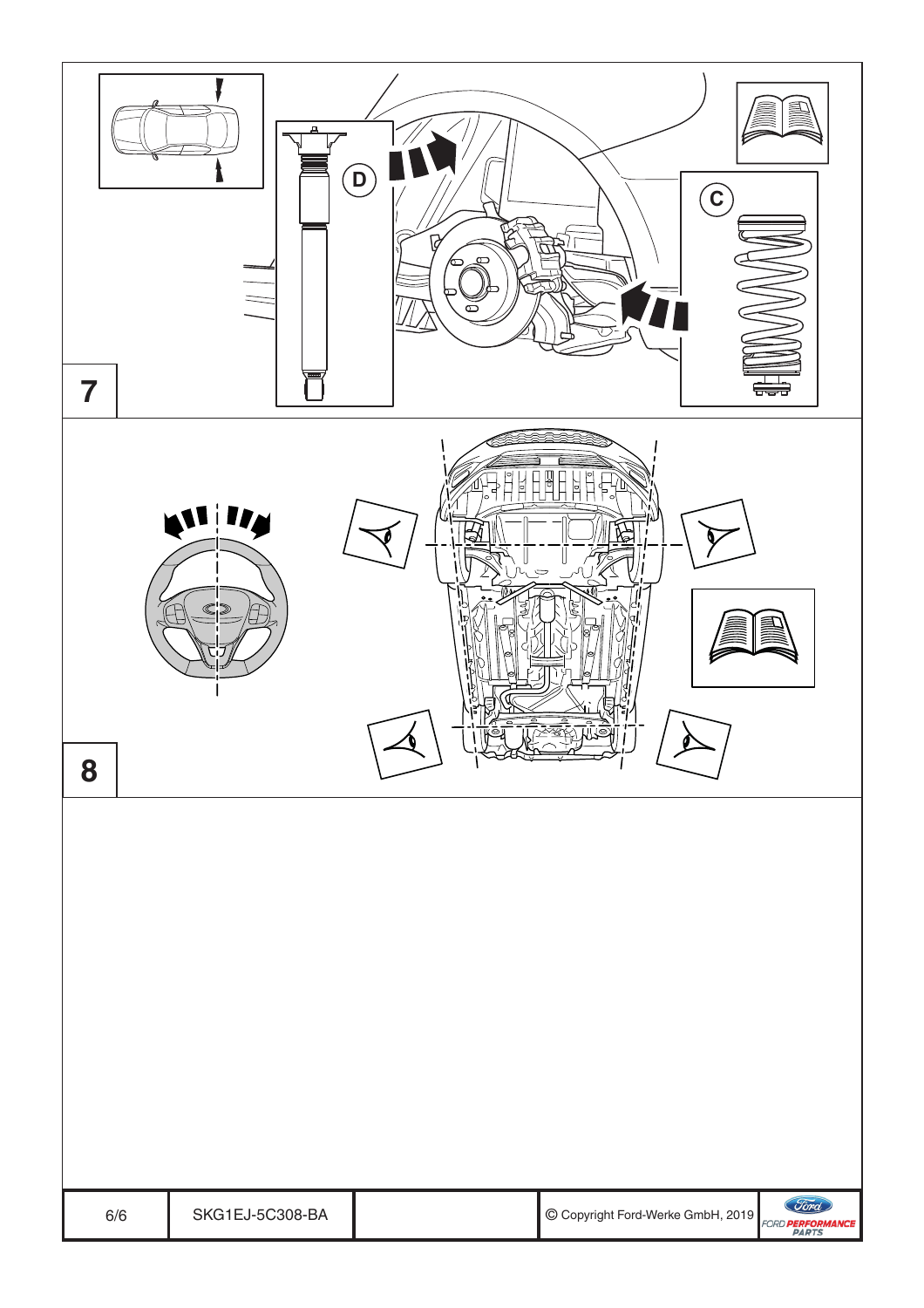7

D

C

8